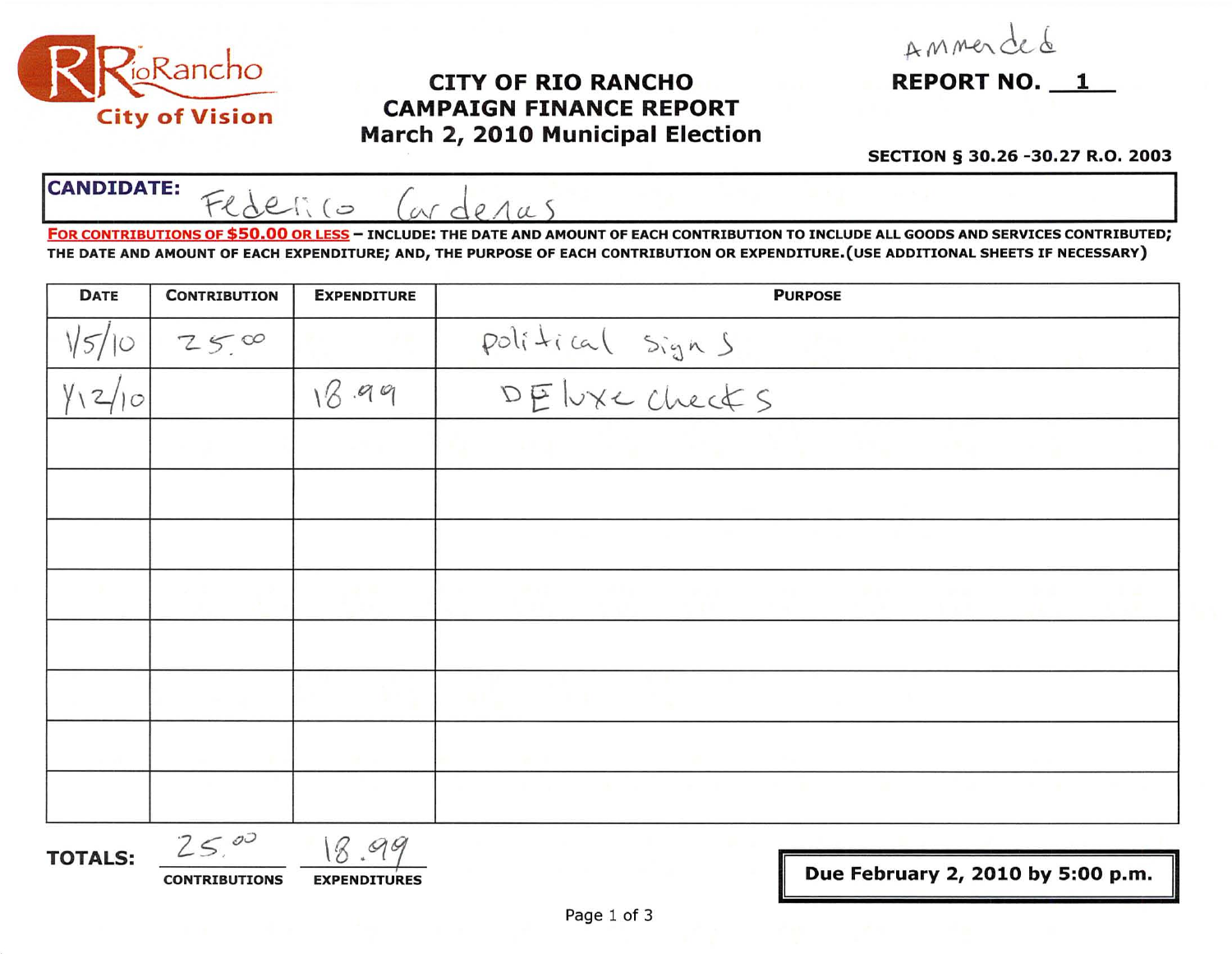RioRancho City of Vision

# CITY OF RIO RANCHO CAMPAIGN FINANCE REPORT March 2, 2010 Municipal Election

Ammended

**REPORT NO. 1**

**SECTION § 30.26 -30.27 R.O. 2003**

**CANDIDATE:** Federico Cardenas

**FOR CONTRIBUTIONS OF $50.00 OR LESS** – INCLUDE: THE DATE AND AMOUNT OF EACH CONTRIBUTION TO INCLUDE ALL GOODS AND SERVICES CONTRIBUTED; THE DATE AND AMOUNT OF EACH EXPENDITURE; AND, THE PURPOSE OF EACH CONTRIBUTION OR EXPENDITURE. (USE ADDITIONAL SHEETS IF NECESSARY)

| DATE | CONTRIBUTION | EXPENDITURE | PURPOSE |
|---|---|---|---|
| 1/5/10 | 25.00 | | political signs |
| 1/12/10 | | 18.99 | DEluxe checks |
| | | | |
| | | | |
| | | | |
| | | | |
| | | | |
| | | | |
| | | | |
| | | | |

**TOTALS:** 25.00 (CONTRIBUTIONS) 18.99 (EXPENDITURES)

**Due February 2, 2010 by 5:00 p.m.**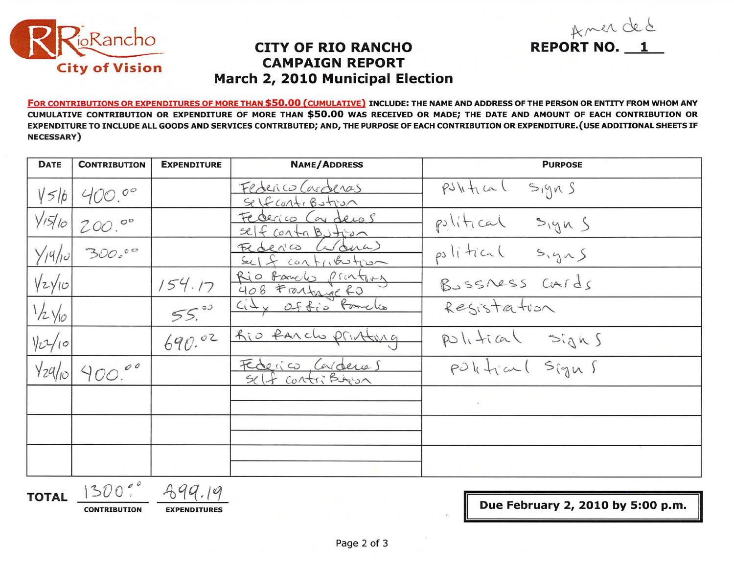RioRancho City of Vision

# CITY OF RIO RANCHO CAMPAIGN REPORT March 2, 2010 Municipal Election

Amended

**REPORT NO. 1**

**FOR CONTRIBUTIONS OR EXPENDITURES OF MORE THAN $50.00 (CUMULATIVE) INCLUDE: THE NAME AND ADDRESS OF THE PERSON OR ENTITY FROM WHOM ANY CUMULATIVE CONTRIBUTION OR EXPENDITURE OF MORE THAN $50.00 WAS RECEIVED OR MADE; THE DATE AND AMOUNT OF EACH CONTRIBUTION OR EXPENDITURE TO INCLUDE ALL GOODS AND SERVICES CONTRIBUTED; AND, THE PURPOSE OF EACH CONTRIBUTION OR EXPENDITURE. (USE ADDITIONAL SHEETS IF NECESSARY)**

| DATE | CONTRIBUTION | EXPENDITURE | NAME/ADDRESS | PURPOSE |
|---|---|---|---|---|
| 1/5/10 | 400.00 | | Federico Cardenas<br>self contribution | political signs |
| 1/15/10 | 200.00 | | Federico Cardenas<br>self contribution | political signs |
| 1/19/10 | 300.00 | | Federico Cardenas<br>self contribution | political signs |
| 1/24/10 | | 154.17 | Rio Rancho printing<br>408 Frontage RD | Bussness cards |
| 1/24/10 | | 55.00 | City of Rio Rancho | Resistation |
| 1/22/10 | | 690.02 | Rio Rancho printing | political signs |
| 1/29/10 | 400.00 | | Federico Cardenas<br>self contribution | political signs |
| | | | | |
| | | | | |
| | | | | |

**TOTAL** 1300.00 **CONTRIBUTION** 899.19 **EXPENDITURES**

**Due February 2, 2010 by 5:00 p.m.**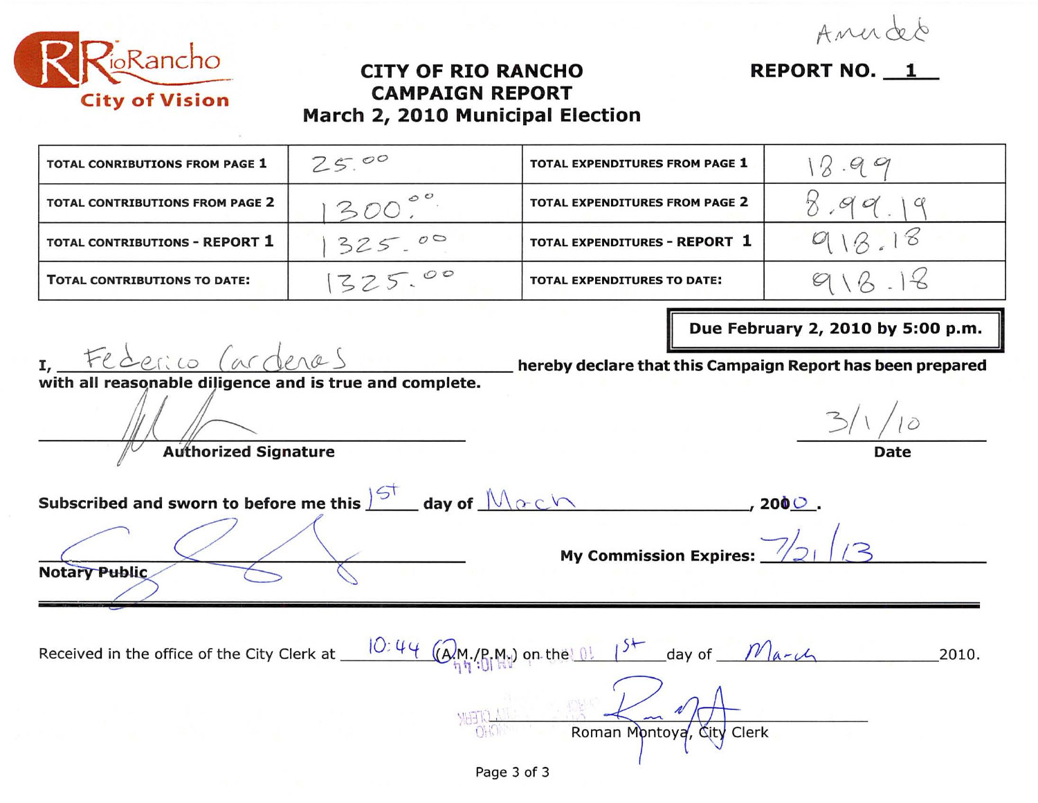Amended

RioRancho
City of Vision

# CITY OF RIO RANCHO
# CAMPAIGN REPORT
## March 2, 2010 Municipal Election

**REPORT NO. 1**

| | | | |
|---|---|---|---|
| **TOTAL CONRIBUTIONS FROM PAGE 1** | 25.00 | **TOTAL EXPENDITURES FROM PAGE 1** | 18.99 |
| **TOTAL CONTRIBUTIONS FROM PAGE 2** | 1300.00 | **TOTAL EXPENDITURES FROM PAGE 2** | 899.19 |
| **TOTAL CONTRIBUTIONS - REPORT 1** | 1325.00 | **TOTAL EXPENDITURES - REPORT 1** | 918.18 |
| **TOTAL CONTRIBUTIONS TO DATE:** | 1325.00 | **TOTAL EXPENDITURES TO DATE:** | 918.18 |

**Due February 2, 2010 by 5:00 p.m.**

**I,** Federico Cardenas **hereby declare that this Campaign Report has been prepared with all reasonable diligence and is true and complete.**

_______________________ **Authorized Signature**

3/1/10 **Date**

**Subscribed and sworn to before me this** 1st **day of** March**, 2010.**

_______________________ **Notary Public**

**My Commission Expires:** 7/21/13

Received in the office of the City Clerk at 10:44 (A.M./P.M.) on the 1st day of March 2010.

Roman Montoya, City Clerk